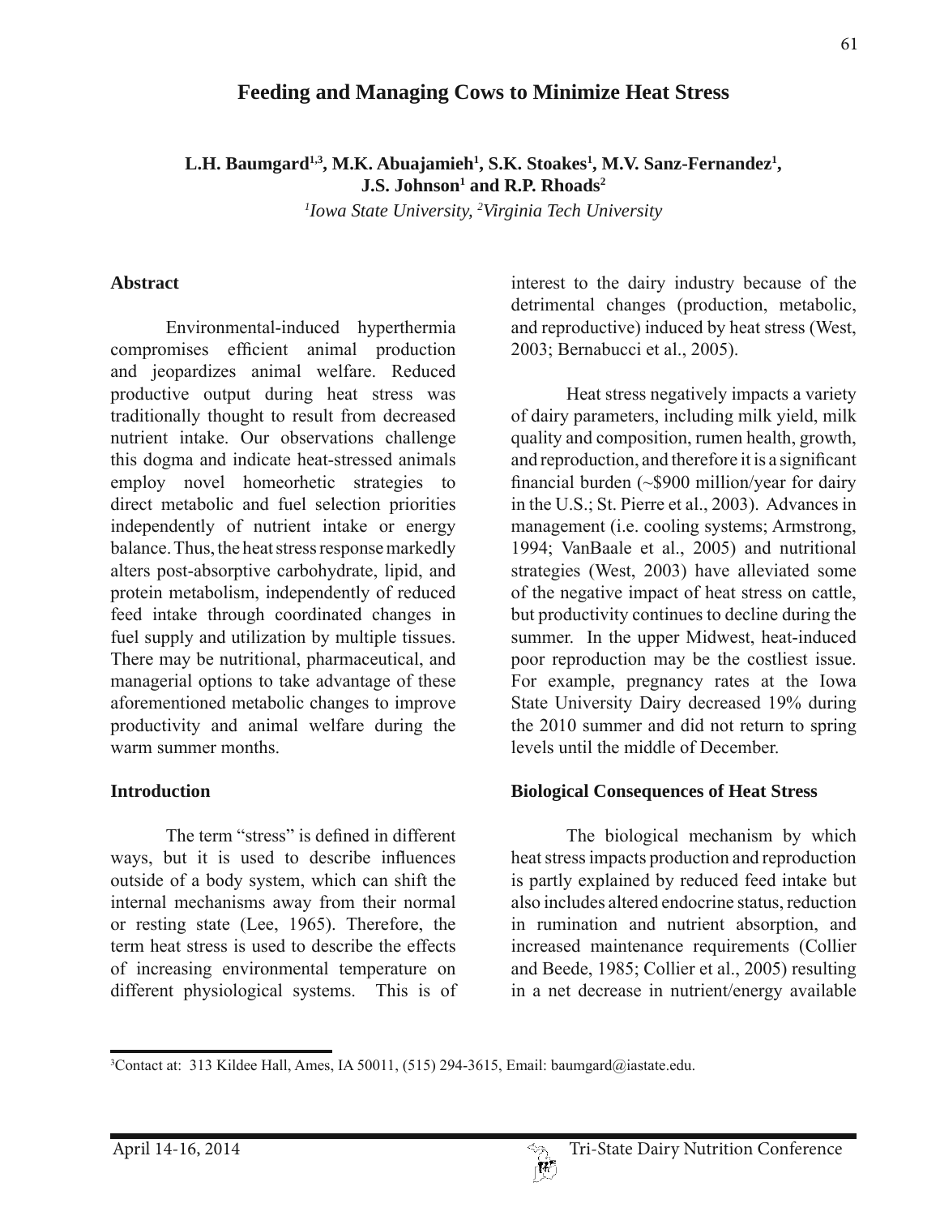# Feeding and Managing Cows to Minimize Heat Stress

**L.H. Baumgard[1,3], M.K. Abuajamieh[1], S.K. Stoakes[1], M.V. Sanz-Fernandez[1], J.S. Johnson[1] and R.P. Rhoads[2]**

*[1]Iowa State University, [2]Virginia Tech University*

## Abstract

Environmental-induced hyperthermia compromises efficient animal production and jeopardizes animal welfare. Reduced productive output during heat stress was traditionally thought to result from decreased nutrient intake. Our observations challenge this dogma and indicate heat-stressed animals employ novel homeorhetic strategies to direct metabolic and fuel selection priorities independently of nutrient intake or energy balance. Thus, the heat stress response markedly alters post-absorptive carbohydrate, lipid, and protein metabolism, independently of reduced feed intake through coordinated changes in fuel supply and utilization by multiple tissues. There may be nutritional, pharmaceutical, and managerial options to take advantage of these aforementioned metabolic changes to improve productivity and animal welfare during the warm summer months.

## Introduction

The term "stress" is defined in different ways, but it is used to describe influences outside of a body system, which can shift the internal mechanisms away from their normal or resting state (Lee, 1965). Therefore, the term heat stress is used to describe the effects of increasing environmental temperature on different physiological systems. This is of interest to the dairy industry because of the detrimental changes (production, metabolic, and reproductive) induced by heat stress (West, 2003; Bernabucci et al., 2005).

Heat stress negatively impacts a variety of dairy parameters, including milk yield, milk quality and composition, rumen health, growth, and reproduction, and therefore it is a significant financial burden (~\$900 million/year for dairy in the U.S.; St. Pierre et al., 2003). Advances in management (i.e. cooling systems; Armstrong, 1994; VanBaale et al., 2005) and nutritional strategies (West, 2003) have alleviated some of the negative impact of heat stress on cattle, but productivity continues to decline during the summer. In the upper Midwest, heat-induced poor reproduction may be the costliest issue. For example, pregnancy rates at the Iowa State University Dairy decreased 19% during the 2010 summer and did not return to spring levels until the middle of December.

## Biological Consequences of Heat Stress

The biological mechanism by which heat stress impacts production and reproduction is partly explained by reduced feed intake but also includes altered endocrine status, reduction in rumination and nutrient absorption, and increased maintenance requirements (Collier and Beede, 1985; Collier et al., 2005) resulting in a net decrease in nutrient/energy available

[3]Contact at: 313 Kildee Hall, Ames, IA 50011, (515) 294-3615, Email: baumgard@iastate.edu.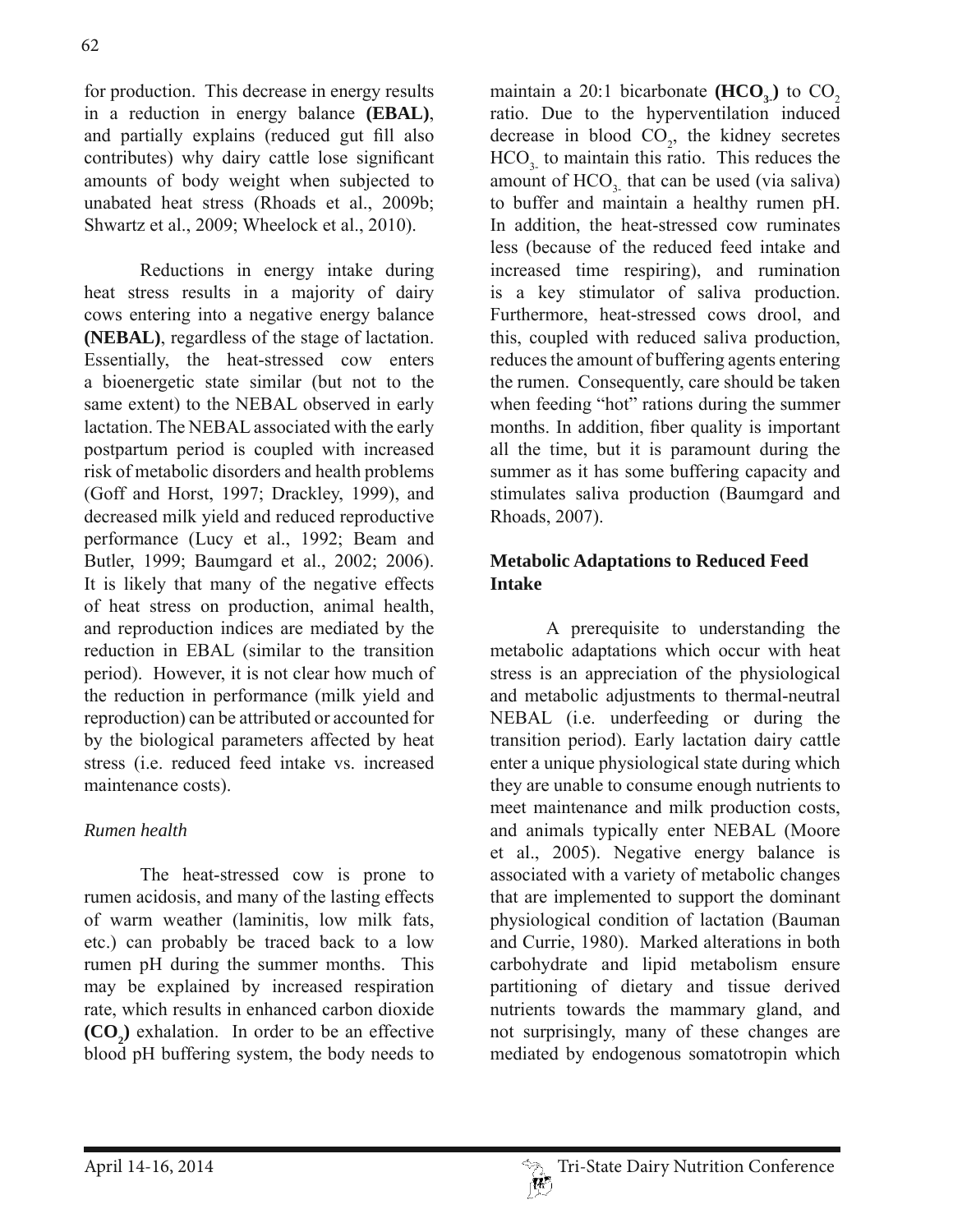for production. This decrease in energy results in a reduction in energy balance **(EBAL)**, and partially explains (reduced gut fill also contributes) why dairy cattle lose significant amounts of body weight when subjected to unabated heat stress (Rhoads et al., 2009b; Shwartz et al., 2009; Wheelock et al., 2010).

Reductions in energy intake during heat stress results in a majority of dairy cows entering into a negative energy balance **(NEBAL)**, regardless of the stage of lactation. Essentially, the heat-stressed cow enters a bioenergetic state similar (but not to the same extent) to the NEBAL observed in early lactation. The NEBAL associated with the early postpartum period is coupled with increased risk of metabolic disorders and health problems (Goff and Horst, 1997; Drackley, 1999), and decreased milk yield and reduced reproductive performance (Lucy et al., 1992; Beam and Butler, 1999; Baumgard et al., 2002; 2006). It is likely that many of the negative effects of heat stress on production, animal health, and reproduction indices are mediated by the reduction in EBAL (similar to the transition period). However, it is not clear how much of the reduction in performance (milk yield and reproduction) can be attributed or accounted for by the biological parameters affected by heat stress (i.e. reduced feed intake vs. increased maintenance costs).

*Rumen health*

The heat-stressed cow is prone to rumen acidosis, and many of the lasting effects of warm weather (laminitis, low milk fats, etc.) can probably be traced back to a low rumen pH during the summer months. This may be explained by increased respiration rate, which results in enhanced carbon dioxide **($CO_2$)** exhalation. In order to be an effective blood pH buffering system, the body needs to maintain a 20:1 bicarbonate **($HCO_{3-}$)** to $CO_2$ ratio. Due to the hyperventilation induced decrease in blood $CO_2$, the kidney secretes $HCO_{3-}$ to maintain this ratio. This reduces the amount of $HCO_{3-}$ that can be used (via saliva) to buffer and maintain a healthy rumen pH. In addition, the heat-stressed cow ruminates less (because of the reduced feed intake and increased time respiring), and rumination is a key stimulator of saliva production. Furthermore, heat-stressed cows drool, and this, coupled with reduced saliva production, reduces the amount of buffering agents entering the rumen. Consequently, care should be taken when feeding "hot" rations during the summer months. In addition, fiber quality is important all the time, but it is paramount during the summer as it has some buffering capacity and stimulates saliva production (Baumgard and Rhoads, 2007).

## Metabolic Adaptations to Reduced Feed Intake

A prerequisite to understanding the metabolic adaptations which occur with heat stress is an appreciation of the physiological and metabolic adjustments to thermal-neutral NEBAL (i.e. underfeeding or during the transition period). Early lactation dairy cattle enter a unique physiological state during which they are unable to consume enough nutrients to meet maintenance and milk production costs, and animals typically enter NEBAL (Moore et al., 2005). Negative energy balance is associated with a variety of metabolic changes that are implemented to support the dominant physiological condition of lactation (Bauman and Currie, 1980). Marked alterations in both carbohydrate and lipid metabolism ensure partitioning of dietary and tissue derived nutrients towards the mammary gland, and not surprisingly, many of these changes are mediated by endogenous somatotropin which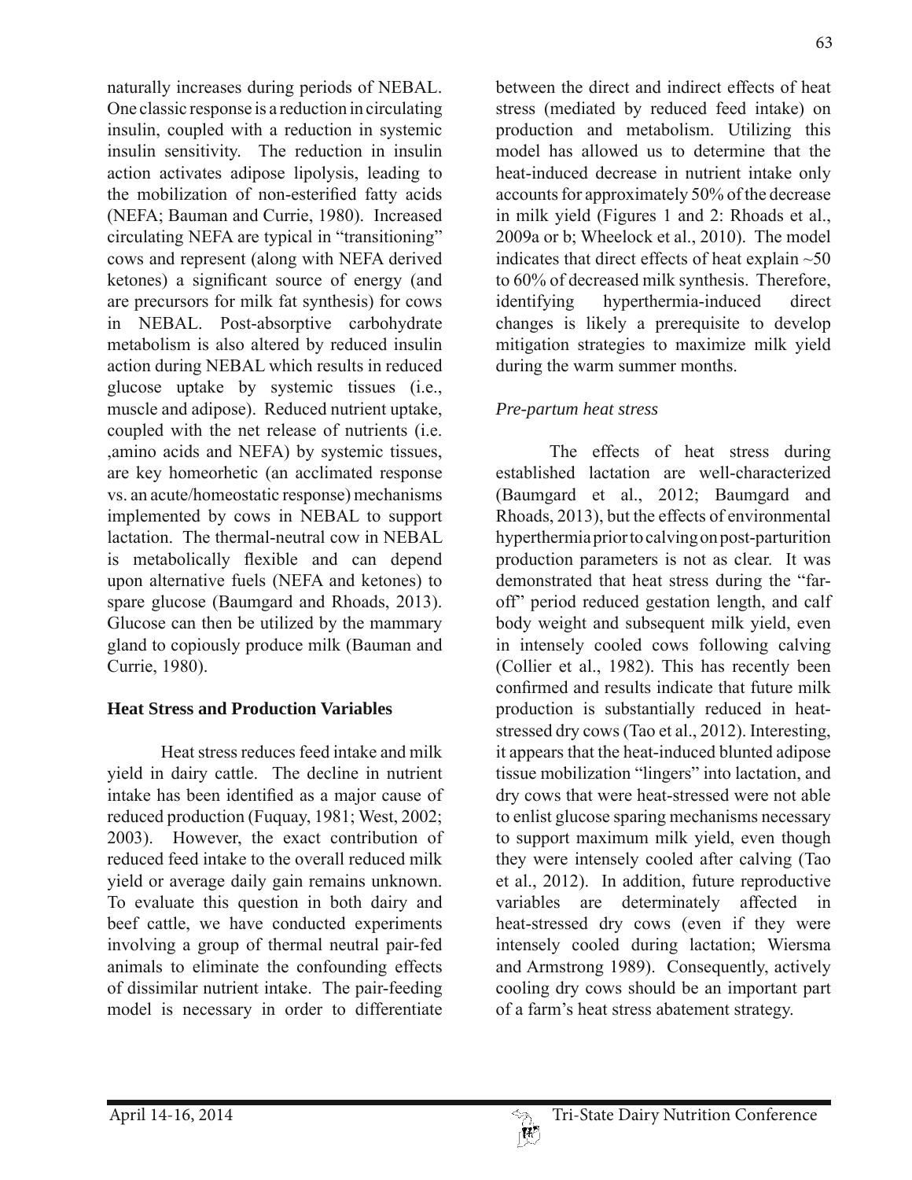naturally increases during periods of NEBAL. One classic response is a reduction in circulating insulin, coupled with a reduction in systemic insulin sensitivity. The reduction in insulin action activates adipose lipolysis, leading to the mobilization of non-esterified fatty acids (NEFA; Bauman and Currie, 1980). Increased circulating NEFA are typical in "transitioning" cows and represent (along with NEFA derived ketones) a significant source of energy (and are precursors for milk fat synthesis) for cows in NEBAL. Post-absorptive carbohydrate metabolism is also altered by reduced insulin action during NEBAL which results in reduced glucose uptake by systemic tissues (i.e., muscle and adipose). Reduced nutrient uptake, coupled with the net release of nutrients (i.e. ,amino acids and NEFA) by systemic tissues, are key homeorhetic (an acclimated response vs. an acute/homeostatic response) mechanisms implemented by cows in NEBAL to support lactation. The thermal-neutral cow in NEBAL is metabolically flexible and can depend upon alternative fuels (NEFA and ketones) to spare glucose (Baumgard and Rhoads, 2013). Glucose can then be utilized by the mammary gland to copiously produce milk (Bauman and Currie, 1980).

## Heat Stress and Production Variables

Heat stress reduces feed intake and milk yield in dairy cattle. The decline in nutrient intake has been identified as a major cause of reduced production (Fuquay, 1981; West, 2002; 2003). However, the exact contribution of reduced feed intake to the overall reduced milk yield or average daily gain remains unknown. To evaluate this question in both dairy and beef cattle, we have conducted experiments involving a group of thermal neutral pair-fed animals to eliminate the confounding effects of dissimilar nutrient intake. The pair-feeding model is necessary in order to differentiate between the direct and indirect effects of heat stress (mediated by reduced feed intake) on production and metabolism. Utilizing this model has allowed us to determine that the heat-induced decrease in nutrient intake only accounts for approximately 50% of the decrease in milk yield (Figures 1 and 2: Rhoads et al., 2009a or b; Wheelock et al., 2010). The model indicates that direct effects of heat explain ~50 to 60% of decreased milk synthesis. Therefore, identifying hyperthermia-induced direct changes is likely a prerequisite to develop mitigation strategies to maximize milk yield during the warm summer months.

### *Pre-partum heat stress*

The effects of heat stress during established lactation are well-characterized (Baumgard et al., 2012; Baumgard and Rhoads, 2013), but the effects of environmental hyperthermia prior to calving on post-parturition production parameters is not as clear. It was demonstrated that heat stress during the "far-off" period reduced gestation length, and calf body weight and subsequent milk yield, even in intensely cooled cows following calving (Collier et al., 1982). This has recently been confirmed and results indicate that future milk production is substantially reduced in heat-stressed dry cows (Tao et al., 2012). Interesting, it appears that the heat-induced blunted adipose tissue mobilization "lingers" into lactation, and dry cows that were heat-stressed were not able to enlist glucose sparing mechanisms necessary to support maximum milk yield, even though they were intensely cooled after calving (Tao et al., 2012). In addition, future reproductive variables are determinately affected in heat-stressed dry cows (even if they were intensely cooled during lactation; Wiersma and Armstrong 1989). Consequently, actively cooling dry cows should be an important part of a farm's heat stress abatement strategy.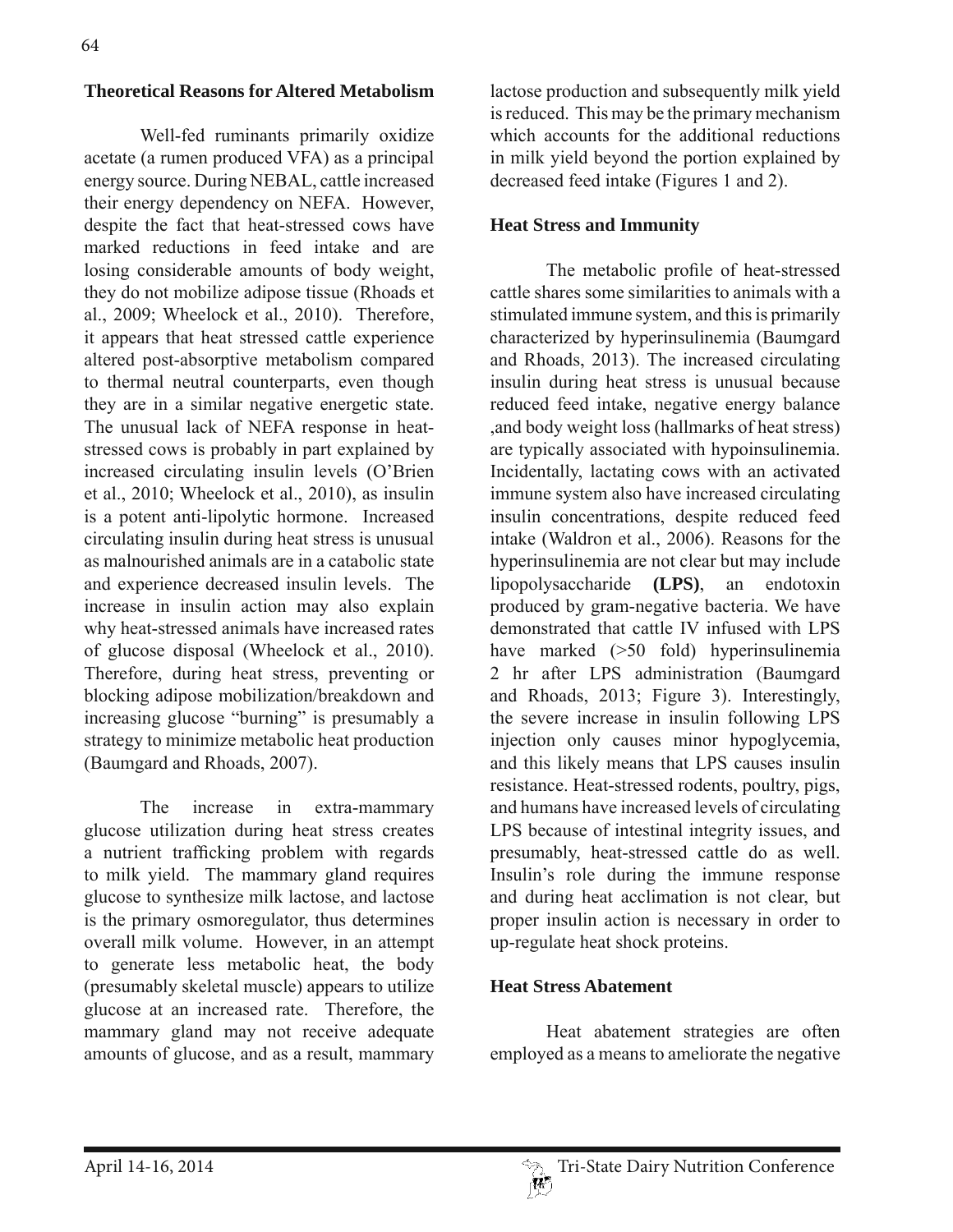### Theoretical Reasons for Altered Metabolism

Well-fed ruminants primarily oxidize acetate (a rumen produced VFA) as a principal energy source. During NEBAL, cattle increased their energy dependency on NEFA. However, despite the fact that heat-stressed cows have marked reductions in feed intake and are losing considerable amounts of body weight, they do not mobilize adipose tissue (Rhoads et al., 2009; Wheelock et al., 2010). Therefore, it appears that heat stressed cattle experience altered post-absorptive metabolism compared to thermal neutral counterparts, even though they are in a similar negative energetic state. The unusual lack of NEFA response in heat-stressed cows is probably in part explained by increased circulating insulin levels (O'Brien et al., 2010; Wheelock et al., 2010), as insulin is a potent anti-lipolytic hormone. Increased circulating insulin during heat stress is unusual as malnourished animals are in a catabolic state and experience decreased insulin levels. The increase in insulin action may also explain why heat-stressed animals have increased rates of glucose disposal (Wheelock et al., 2010). Therefore, during heat stress, preventing or blocking adipose mobilization/breakdown and increasing glucose "burning" is presumably a strategy to minimize metabolic heat production (Baumgard and Rhoads, 2007).

The increase in extra-mammary glucose utilization during heat stress creates a nutrient trafficking problem with regards to milk yield. The mammary gland requires glucose to synthesize milk lactose, and lactose is the primary osmoregulator, thus determines overall milk volume. However, in an attempt to generate less metabolic heat, the body (presumably skeletal muscle) appears to utilize glucose at an increased rate. Therefore, the mammary gland may not receive adequate amounts of glucose, and as a result, mammary lactose production and subsequently milk yield is reduced. This may be the primary mechanism which accounts for the additional reductions in milk yield beyond the portion explained by decreased feed intake (Figures 1 and 2).

### Heat Stress and Immunity

The metabolic profile of heat-stressed cattle shares some similarities to animals with a stimulated immune system, and this is primarily characterized by hyperinsulinemia (Baumgard and Rhoads, 2013). The increased circulating insulin during heat stress is unusual because reduced feed intake, negative energy balance ,and body weight loss (hallmarks of heat stress) are typically associated with hypoinsulinemia. Incidentally, lactating cows with an activated immune system also have increased circulating insulin concentrations, despite reduced feed intake (Waldron et al., 2006). Reasons for the hyperinsulinemia are not clear but may include lipopolysaccharide **(LPS)**, an endotoxin produced by gram-negative bacteria. We have demonstrated that cattle IV infused with LPS have marked (>50 fold) hyperinsulinemia 2 hr after LPS administration (Baumgard and Rhoads, 2013; Figure 3). Interestingly, the severe increase in insulin following LPS injection only causes minor hypoglycemia, and this likely means that LPS causes insulin resistance. Heat-stressed rodents, poultry, pigs, and humans have increased levels of circulating LPS because of intestinal integrity issues, and presumably, heat-stressed cattle do as well. Insulin's role during the immune response and during heat acclimation is not clear, but proper insulin action is necessary in order to up-regulate heat shock proteins.

### Heat Stress Abatement

Heat abatement strategies are often employed as a means to ameliorate the negative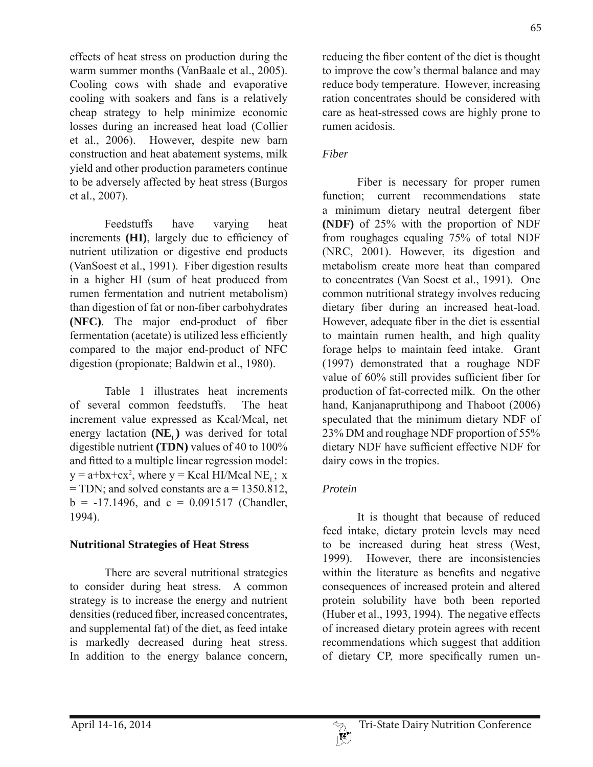effects of heat stress on production during the warm summer months (VanBaale et al., 2005). Cooling cows with shade and evaporative cooling with soakers and fans is a relatively cheap strategy to help minimize economic losses during an increased heat load (Collier et al., 2006). However, despite new barn construction and heat abatement systems, milk yield and other production parameters continue to be adversely affected by heat stress (Burgos et al., 2007).

Feedstuffs have varying heat increments **(HI)**, largely due to efficiency of nutrient utilization or digestive end products (VanSoest et al., 1991). Fiber digestion results in a higher HI (sum of heat produced from rumen fermentation and nutrient metabolism) than digestion of fat or non-fiber carbohydrates **(NFC)**. The major end-product of fiber fermentation (acetate) is utilized less efficiently compared to the major end-product of NFC digestion (propionate; Baldwin et al., 1980).

Table 1 illustrates heat increments of several common feedstuffs. The heat increment value expressed as Kcal/Mcal, net energy lactation **($NE_L$)** was derived for total digestible nutrient **(TDN)** values of 40 to 100% and fitted to a multiple linear regression model: $y = a+bx+cx^2$, where y = Kcal HI/Mcal $NE_L$; x = TDN; and solved constants are a = 1350.812, b = -17.1496, and c = 0.091517 (Chandler, 1994).

**Nutritional Strategies of Heat Stress**

There are several nutritional strategies to consider during heat stress. A common strategy is to increase the energy and nutrient densities (reduced fiber, increased concentrates, and supplemental fat) of the diet, as feed intake is markedly decreased during heat stress. In addition to the energy balance concern, reducing the fiber content of the diet is thought to improve the cow's thermal balance and may reduce body temperature. However, increasing ration concentrates should be considered with care as heat-stressed cows are highly prone to rumen acidosis.

*Fiber*

Fiber is necessary for proper rumen function; current recommendations state a minimum dietary neutral detergent fiber **(NDF)** of 25% with the proportion of NDF from roughages equaling 75% of total NDF (NRC, 2001). However, its digestion and metabolism create more heat than compared to concentrates (Van Soest et al., 1991). One common nutritional strategy involves reducing dietary fiber during an increased heat-load. However, adequate fiber in the diet is essential to maintain rumen health, and high quality forage helps to maintain feed intake. Grant (1997) demonstrated that a roughage NDF value of 60% still provides sufficient fiber for production of fat-corrected milk. On the other hand, Kanjanapruthipong and Thaboot (2006) speculated that the minimum dietary NDF of 23% DM and roughage NDF proportion of 55% dietary NDF have sufficient effective NDF for dairy cows in the tropics.

*Protein*

It is thought that because of reduced feed intake, dietary protein levels may need to be increased during heat stress (West, 1999). However, there are inconsistencies within the literature as benefits and negative consequences of increased protein and altered protein solubility have both been reported (Huber et al., 1993, 1994). The negative effects of increased dietary protein agrees with recent recommendations which suggest that addition of dietary CP, more specifically rumen un-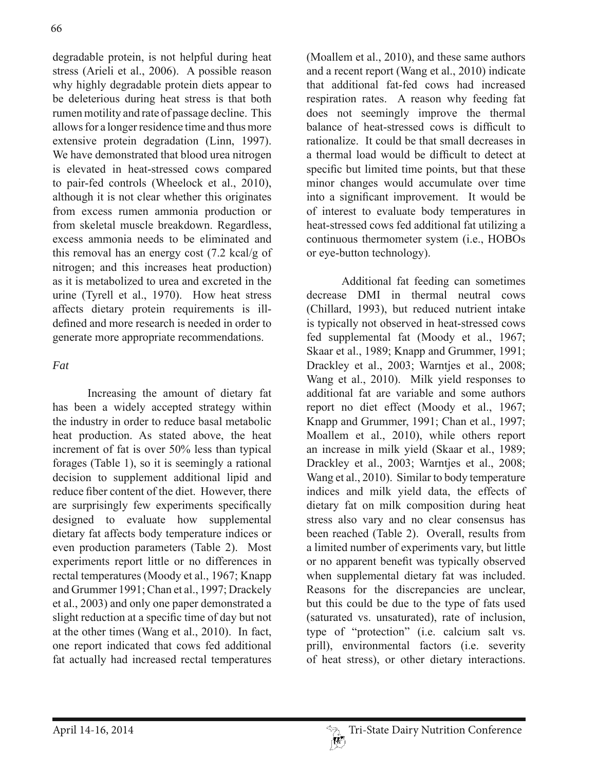degradable protein, is not helpful during heat stress (Arieli et al., 2006). A possible reason why highly degradable protein diets appear to be deleterious during heat stress is that both rumen motility and rate of passage decline. This allows for a longer residence time and thus more extensive protein degradation (Linn, 1997). We have demonstrated that blood urea nitrogen is elevated in heat-stressed cows compared to pair-fed controls (Wheelock et al., 2010), although it is not clear whether this originates from excess rumen ammonia production or from skeletal muscle breakdown. Regardless, excess ammonia needs to be eliminated and this removal has an energy cost (7.2 kcal/g of nitrogen; and this increases heat production) as it is metabolized to urea and excreted in the urine (Tyrell et al., 1970). How heat stress affects dietary protein requirements is ill-defined and more research is needed in order to generate more appropriate recommendations.

*Fat*

Increasing the amount of dietary fat has been a widely accepted strategy within the industry in order to reduce basal metabolic heat production. As stated above, the heat increment of fat is over 50% less than typical forages (Table 1), so it is seemingly a rational decision to supplement additional lipid and reduce fiber content of the diet. However, there are surprisingly few experiments specifically designed to evaluate how supplemental dietary fat affects body temperature indices or even production parameters (Table 2). Most experiments report little or no differences in rectal temperatures (Moody et al., 1967; Knapp and Grummer 1991; Chan et al., 1997; Drackely et al., 2003) and only one paper demonstrated a slight reduction at a specific time of day but not at the other times (Wang et al., 2010). In fact, one report indicated that cows fed additional fat actually had increased rectal temperatures (Moallem et al., 2010), and these same authors and a recent report (Wang et al., 2010) indicate that additional fat-fed cows had increased respiration rates. A reason why feeding fat does not seemingly improve the thermal balance of heat-stressed cows is difficult to rationalize. It could be that small decreases in a thermal load would be difficult to detect at specific but limited time points, but that these minor changes would accumulate over time into a significant improvement. It would be of interest to evaluate body temperatures in heat-stressed cows fed additional fat utilizing a continuous thermometer system (i.e., HOBOs or eye-button technology).

Additional fat feeding can sometimes decrease DMI in thermal neutral cows (Chillard, 1993), but reduced nutrient intake is typically not observed in heat-stressed cows fed supplemental fat (Moody et al., 1967; Skaar et al., 1989; Knapp and Grummer, 1991; Drackley et al., 2003; Warntjes et al., 2008; Wang et al., 2010). Milk yield responses to additional fat are variable and some authors report no diet effect (Moody et al., 1967; Knapp and Grummer, 1991; Chan et al., 1997; Moallem et al., 2010), while others report an increase in milk yield (Skaar et al., 1989; Drackley et al., 2003; Warntjes et al., 2008; Wang et al., 2010). Similar to body temperature indices and milk yield data, the effects of dietary fat on milk composition during heat stress also vary and no clear consensus has been reached (Table 2). Overall, results from a limited number of experiments vary, but little or no apparent benefit was typically observed when supplemental dietary fat was included. Reasons for the discrepancies are unclear, but this could be due to the type of fats used (saturated vs. unsaturated), rate of inclusion, type of "protection" (i.e. calcium salt vs. prill), environmental factors (i.e. severity of heat stress), or other dietary interactions.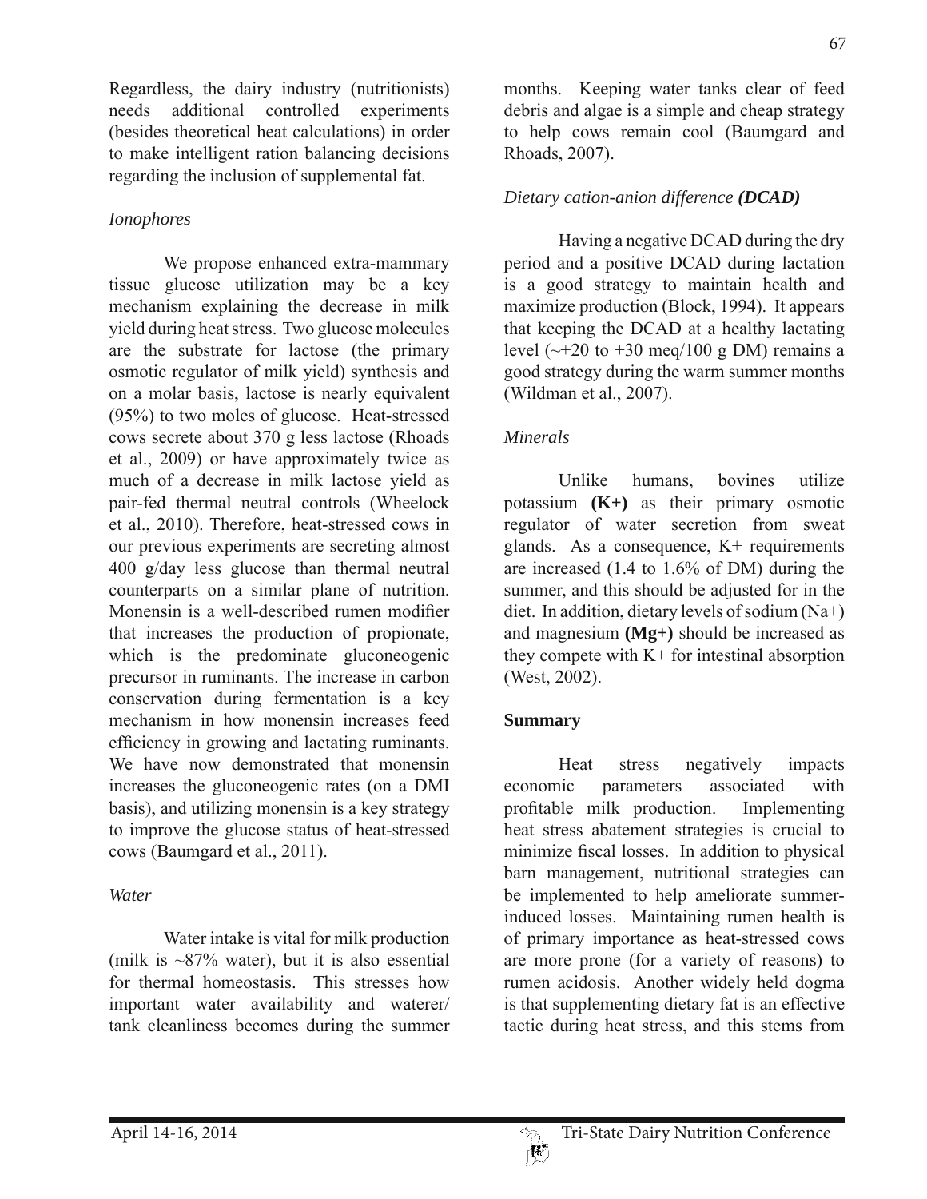Regardless, the dairy industry (nutritionists) needs additional controlled experiments (besides theoretical heat calculations) in order to make intelligent ration balancing decisions regarding the inclusion of supplemental fat.

### *Ionophores*

We propose enhanced extra-mammary tissue glucose utilization may be a key mechanism explaining the decrease in milk yield during heat stress. Two glucose molecules are the substrate for lactose (the primary osmotic regulator of milk yield) synthesis and on a molar basis, lactose is nearly equivalent (95%) to two moles of glucose. Heat-stressed cows secrete about 370 g less lactose (Rhoads et al., 2009) or have approximately twice as much of a decrease in milk lactose yield as pair-fed thermal neutral controls (Wheelock et al., 2010). Therefore, heat-stressed cows in our previous experiments are secreting almost 400 g/day less glucose than thermal neutral counterparts on a similar plane of nutrition. Monensin is a well-described rumen modifier that increases the production of propionate, which is the predominate gluconeogenic precursor in ruminants. The increase in carbon conservation during fermentation is a key mechanism in how monensin increases feed efficiency in growing and lactating ruminants. We have now demonstrated that monensin increases the gluconeogenic rates (on a DMI basis), and utilizing monensin is a key strategy to improve the glucose status of heat-stressed cows (Baumgard et al., 2011).

### *Water*

Water intake is vital for milk production (milk is ~87% water), but it is also essential for thermal homeostasis. This stresses how important water availability and waterer/tank cleanliness becomes during the summer months. Keeping water tanks clear of feed debris and algae is a simple and cheap strategy to help cows remain cool (Baumgard and Rhoads, 2007).

### *Dietary cation-anion difference **(DCAD)***

Having a negative DCAD during the dry period and a positive DCAD during lactation is a good strategy to maintain health and maximize production (Block, 1994). It appears that keeping the DCAD at a healthy lactating level (~+20 to +30 meq/100 g DM) remains a good strategy during the warm summer months (Wildman et al., 2007).

### *Minerals*

Unlike humans, bovines utilize potassium **(K+)** as their primary osmotic regulator of water secretion from sweat glands. As a consequence, K+ requirements are increased (1.4 to 1.6% of DM) during the summer, and this should be adjusted for in the diet. In addition, dietary levels of sodium (Na+) and magnesium **(Mg+)** should be increased as they compete with K+ for intestinal absorption (West, 2002).

## Summary

Heat stress negatively impacts economic parameters associated with profitable milk production. Implementing heat stress abatement strategies is crucial to minimize fiscal losses. In addition to physical barn management, nutritional strategies can be implemented to help ameliorate summer-induced losses. Maintaining rumen health is of primary importance as heat-stressed cows are more prone (for a variety of reasons) to rumen acidosis. Another widely held dogma is that supplementing dietary fat is an effective tactic during heat stress, and this stems from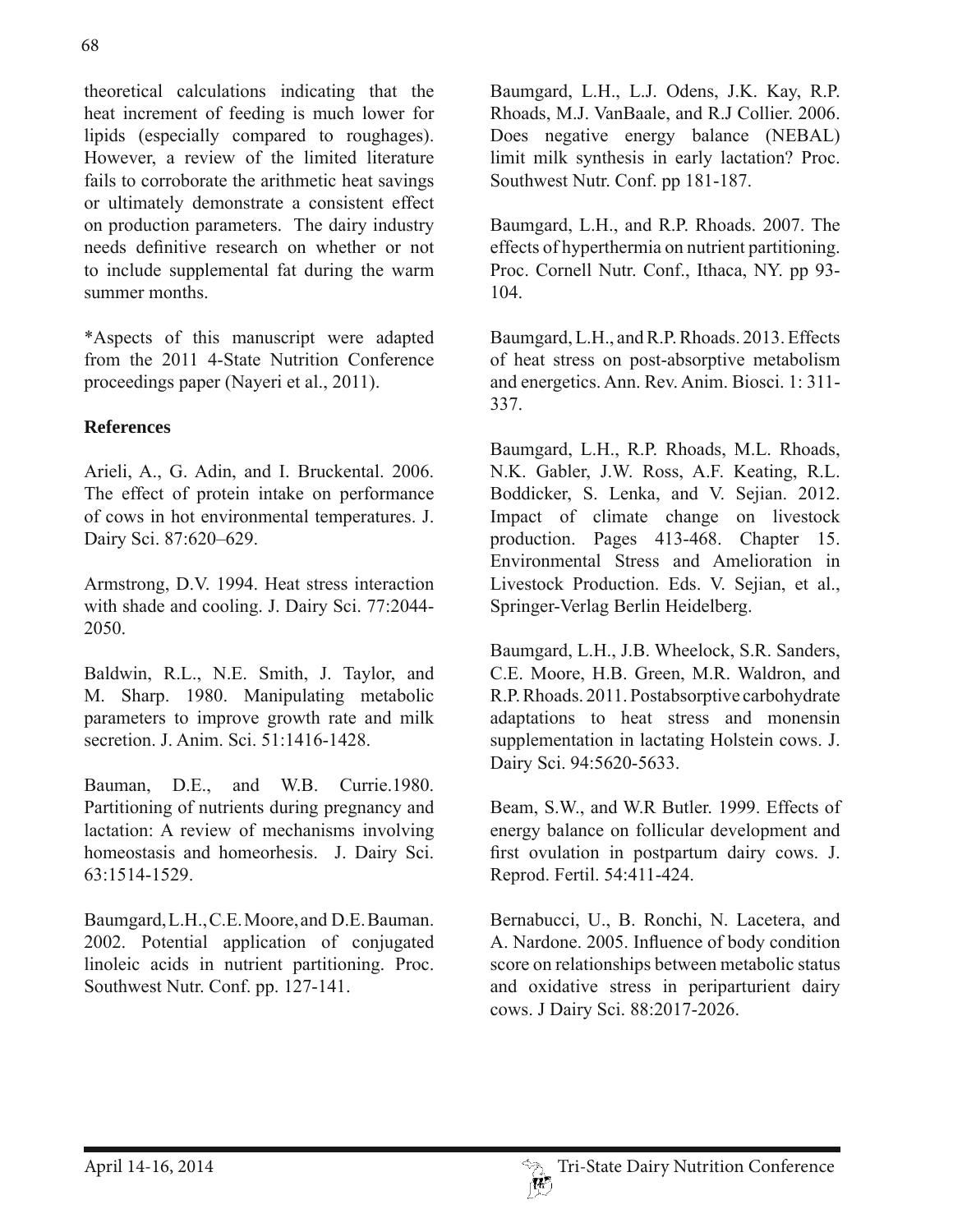theoretical calculations indicating that the heat increment of feeding is much lower for lipids (especially compared to roughages). However, a review of the limited literature fails to corroborate the arithmetic heat savings or ultimately demonstrate a consistent effect on production parameters. The dairy industry needs definitive research on whether or not to include supplemental fat during the warm summer months.

*Aspects of this manuscript were adapted from the 2011 4-State Nutrition Conference proceedings paper (Nayeri et al., 2011).

## References

Arieli, A., G. Adin, and I. Bruckental. 2006. The effect of protein intake on performance of cows in hot environmental temperatures. J. Dairy Sci. 87:620–629.

Armstrong, D.V. 1994. Heat stress interaction with shade and cooling. J. Dairy Sci. 77:2044-2050.

Baldwin, R.L., N.E. Smith, J. Taylor, and M. Sharp. 1980. Manipulating metabolic parameters to improve growth rate and milk secretion. J. Anim. Sci. 51:1416-1428.

Bauman, D.E., and W.B. Currie.1980. Partitioning of nutrients during pregnancy and lactation: A review of mechanisms involving homeostasis and homeorhesis. J. Dairy Sci. 63:1514-1529.

Baumgard, L.H., C.E. Moore, and D.E. Bauman. 2002. Potential application of conjugated linoleic acids in nutrient partitioning. Proc. Southwest Nutr. Conf. pp. 127-141.

Baumgard, L.H., L.J. Odens, J.K. Kay, R.P. Rhoads, M.J. VanBaale, and R.J Collier. 2006. Does negative energy balance (NEBAL) limit milk synthesis in early lactation? Proc. Southwest Nutr. Conf. pp 181-187.

Baumgard, L.H., and R.P. Rhoads. 2007. The effects of hyperthermia on nutrient partitioning. Proc. Cornell Nutr. Conf., Ithaca, NY. pp 93-104.

Baumgard, L.H., and R.P. Rhoads. 2013. Effects of heat stress on post-absorptive metabolism and energetics. Ann. Rev. Anim. Biosci. 1: 311-337.

Baumgard, L.H., R.P. Rhoads, M.L. Rhoads, N.K. Gabler, J.W. Ross, A.F. Keating, R.L. Boddicker, S. Lenka, and V. Sejian. 2012. Impact of climate change on livestock production. Pages 413-468. Chapter 15. Environmental Stress and Amelioration in Livestock Production. Eds. V. Sejian, et al., Springer-Verlag Berlin Heidelberg.

Baumgard, L.H., J.B. Wheelock, S.R. Sanders, C.E. Moore, H.B. Green, M.R. Waldron, and R.P. Rhoads. 2011. Postabsorptive carbohydrate adaptations to heat stress and monensin supplementation in lactating Holstein cows. J. Dairy Sci. 94:5620-5633.

Beam, S.W., and W.R Butler. 1999. Effects of energy balance on follicular development and first ovulation in postpartum dairy cows. J. Reprod. Fertil. 54:411-424.

Bernabucci, U., B. Ronchi, N. Lacetera, and A. Nardone. 2005. Influence of body condition score on relationships between metabolic status and oxidative stress in periparturient dairy cows. J Dairy Sci. 88:2017-2026.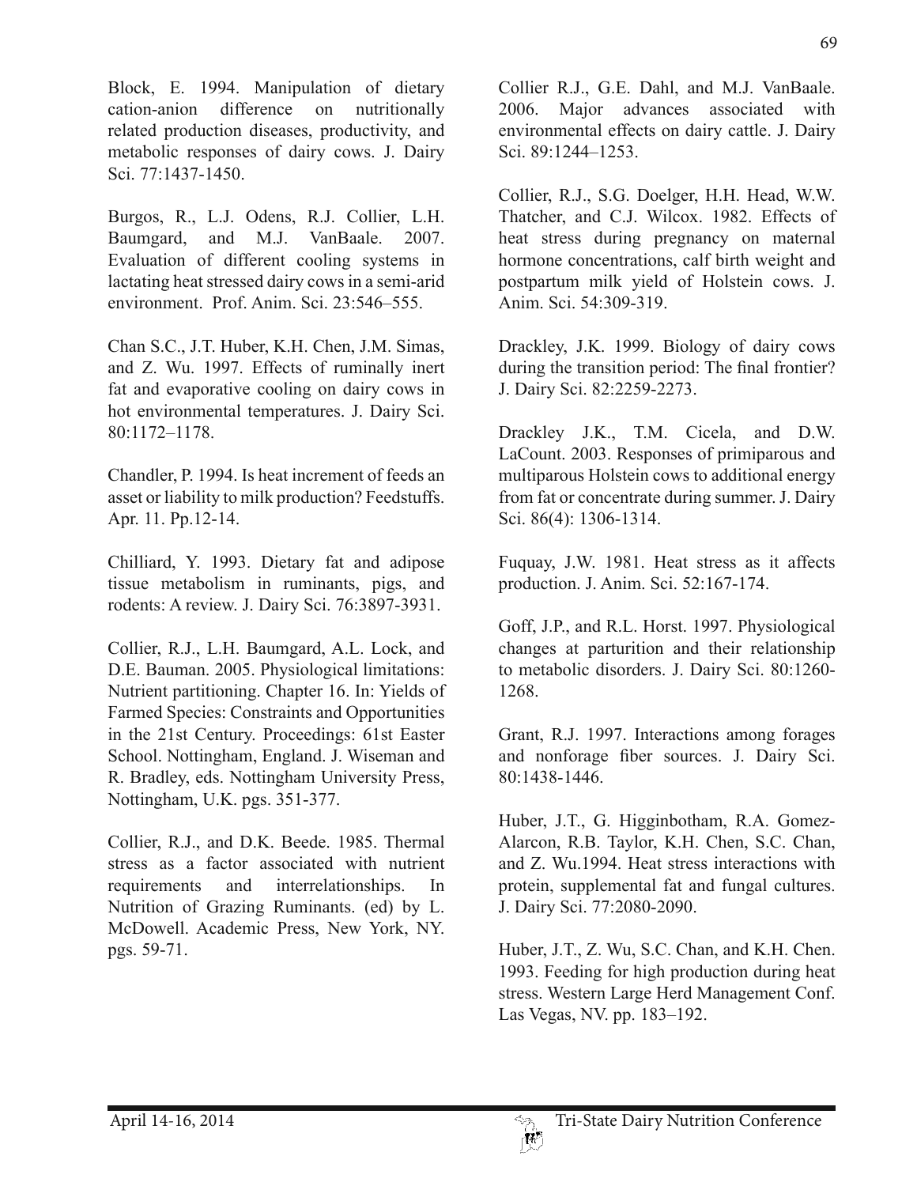Block, E. 1994. Manipulation of dietary cation-anion difference on nutritionally related production diseases, productivity, and metabolic responses of dairy cows. J. Dairy Sci. 77:1437-1450.

Burgos, R., L.J. Odens, R.J. Collier, L.H. Baumgard, and M.J. VanBaale. 2007. Evaluation of different cooling systems in lactating heat stressed dairy cows in a semi-arid environment. Prof. Anim. Sci. 23:546–555.

Chan S.C., J.T. Huber, K.H. Chen, J.M. Simas, and Z. Wu. 1997. Effects of ruminally inert fat and evaporative cooling on dairy cows in hot environmental temperatures. J. Dairy Sci. 80:1172–1178.

Chandler, P. 1994. Is heat increment of feeds an asset or liability to milk production? Feedstuffs. Apr. 11. Pp.12-14.

Chilliard, Y. 1993. Dietary fat and adipose tissue metabolism in ruminants, pigs, and rodents: A review. J. Dairy Sci. 76:3897-3931.

Collier, R.J., L.H. Baumgard, A.L. Lock, and D.E. Bauman. 2005. Physiological limitations: Nutrient partitioning. Chapter 16. In: Yields of Farmed Species: Constraints and Opportunities in the 21st Century. Proceedings: 61st Easter School. Nottingham, England. J. Wiseman and R. Bradley, eds. Nottingham University Press, Nottingham, U.K. pgs. 351-377.

Collier, R.J., and D.K. Beede. 1985. Thermal stress as a factor associated with nutrient requirements and interrelationships. In Nutrition of Grazing Ruminants. (ed) by L. McDowell. Academic Press, New York, NY. pgs. 59-71.

Collier R.J., G.E. Dahl, and M.J. VanBaale. 2006. Major advances associated with environmental effects on dairy cattle. J. Dairy Sci. 89:1244–1253.

Collier, R.J., S.G. Doelger, H.H. Head, W.W. Thatcher, and C.J. Wilcox. 1982. Effects of heat stress during pregnancy on maternal hormone concentrations, calf birth weight and postpartum milk yield of Holstein cows. J. Anim. Sci. 54:309-319.

Drackley, J.K. 1999. Biology of dairy cows during the transition period: The final frontier? J. Dairy Sci. 82:2259-2273.

Drackley J.K., T.M. Cicela, and D.W. LaCount. 2003. Responses of primiparous and multiparous Holstein cows to additional energy from fat or concentrate during summer. J. Dairy Sci. 86(4): 1306-1314.

Fuquay, J.W. 1981. Heat stress as it affects production. J. Anim. Sci. 52:167-174.

Goff, J.P., and R.L. Horst. 1997. Physiological changes at parturition and their relationship to metabolic disorders. J. Dairy Sci. 80:1260-1268.

Grant, R.J. 1997. Interactions among forages and nonforage fiber sources. J. Dairy Sci. 80:1438-1446.

Huber, J.T., G. Higginbotham, R.A. Gomez-Alarcon, R.B. Taylor, K.H. Chen, S.C. Chan, and Z. Wu.1994. Heat stress interactions with protein, supplemental fat and fungal cultures. J. Dairy Sci. 77:2080-2090.

Huber, J.T., Z. Wu, S.C. Chan, and K.H. Chen. 1993. Feeding for high production during heat stress. Western Large Herd Management Conf. Las Vegas, NV. pp. 183–192.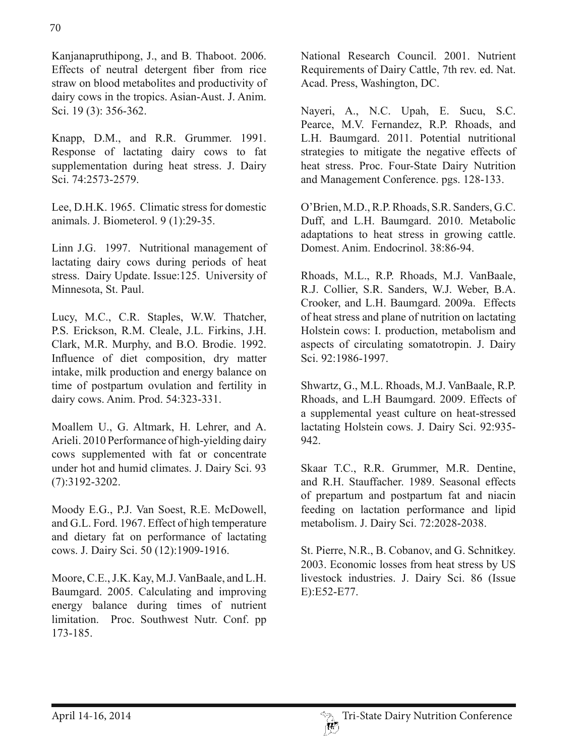Kanjanapruthipong, J., and B. Thaboot. 2006. Effects of neutral detergent fiber from rice straw on blood metabolites and productivity of dairy cows in the tropics. Asian-Aust. J. Anim. Sci. 19 (3): 356-362.

Knapp, D.M., and R.R. Grummer. 1991. Response of lactating dairy cows to fat supplementation during heat stress. J. Dairy Sci. 74:2573-2579.

Lee, D.H.K. 1965. Climatic stress for domestic animals. J. Biometerol. 9 (1):29-35.

Linn J.G. 1997. Nutritional management of lactating dairy cows during periods of heat stress. Dairy Update. Issue:125. University of Minnesota, St. Paul.

Lucy, M.C., C.R. Staples, W.W. Thatcher, P.S. Erickson, R.M. Cleale, J.L. Firkins, J.H. Clark, M.R. Murphy, and B.O. Brodie. 1992. Influence of diet composition, dry matter intake, milk production and energy balance on time of postpartum ovulation and fertility in dairy cows. Anim. Prod. 54:323-331.

Moallem U., G. Altmark, H. Lehrer, and A. Arieli. 2010 Performance of high-yielding dairy cows supplemented with fat or concentrate under hot and humid climates. J. Dairy Sci. 93 (7):3192-3202.

Moody E.G., P.J. Van Soest, R.E. McDowell, and G.L. Ford. 1967. Effect of high temperature and dietary fat on performance of lactating cows. J. Dairy Sci. 50 (12):1909-1916.

Moore, C.E., J.K. Kay, M.J. VanBaale, and L.H. Baumgard. 2005. Calculating and improving energy balance during times of nutrient limitation. Proc. Southwest Nutr. Conf. pp 173-185.

National Research Council. 2001. Nutrient Requirements of Dairy Cattle, 7th rev. ed. Nat. Acad. Press, Washington, DC.

Nayeri, A., N.C. Upah, E. Sucu, S.C. Pearce, M.V. Fernandez, R.P. Rhoads, and L.H. Baumgard. 2011. Potential nutritional strategies to mitigate the negative effects of heat stress. Proc. Four-State Dairy Nutrition and Management Conference. pgs. 128-133.

O'Brien, M.D., R.P. Rhoads, S.R. Sanders, G.C. Duff, and L.H. Baumgard. 2010. Metabolic adaptations to heat stress in growing cattle. Domest. Anim. Endocrinol. 38:86-94.

Rhoads, M.L., R.P. Rhoads, M.J. VanBaale, R.J. Collier, S.R. Sanders, W.J. Weber, B.A. Crooker, and L.H. Baumgard. 2009a. Effects of heat stress and plane of nutrition on lactating Holstein cows: I. production, metabolism and aspects of circulating somatotropin. J. Dairy Sci. 92:1986-1997.

Shwartz, G., M.L. Rhoads, M.J. VanBaale, R.P. Rhoads, and L.H Baumgard. 2009. Effects of a supplemental yeast culture on heat-stressed lactating Holstein cows. J. Dairy Sci. 92:935-942.

Skaar T.C., R.R. Grummer, M.R. Dentine, and R.H. Stauffacher. 1989. Seasonal effects of prepartum and postpartum fat and niacin feeding on lactation performance and lipid metabolism. J. Dairy Sci. 72:2028-2038.

St. Pierre, N.R., B. Cobanov, and G. Schnitkey. 2003. Economic losses from heat stress by US livestock industries. J. Dairy Sci. 86 (Issue E):E52-E77.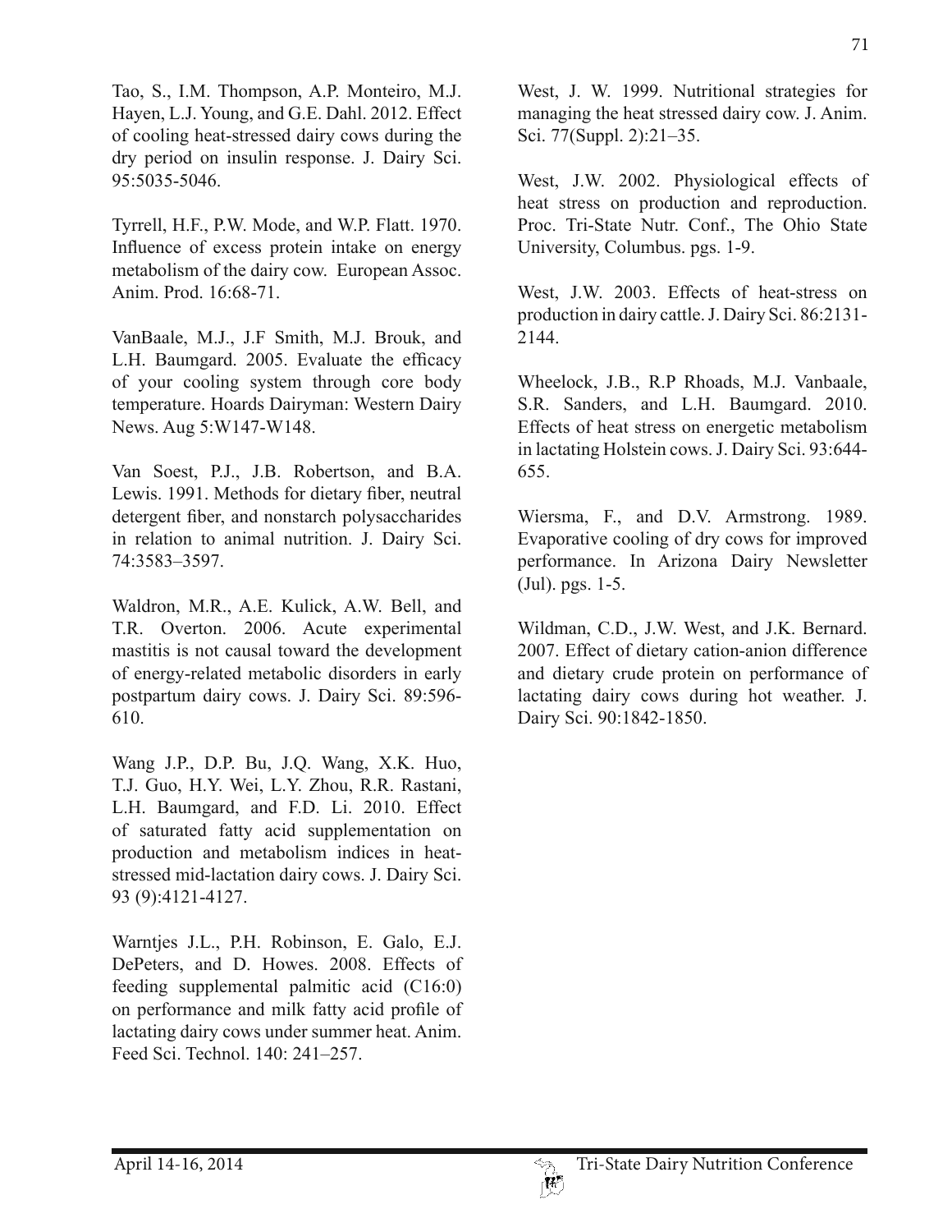Tao, S., I.M. Thompson, A.P. Monteiro, M.J. Hayen, L.J. Young, and G.E. Dahl. 2012. Effect of cooling heat-stressed dairy cows during the dry period on insulin response. J. Dairy Sci. 95:5035-5046.

Tyrrell, H.F., P.W. Mode, and W.P. Flatt. 1970. Influence of excess protein intake on energy metabolism of the dairy cow. European Assoc. Anim. Prod. 16:68-71.

VanBaale, M.J., J.F Smith, M.J. Brouk, and L.H. Baumgard. 2005. Evaluate the efficacy of your cooling system through core body temperature. Hoards Dairyman: Western Dairy News. Aug 5:W147-W148.

Van Soest, P.J., J.B. Robertson, and B.A. Lewis. 1991. Methods for dietary fiber, neutral detergent fiber, and nonstarch polysaccharides in relation to animal nutrition. J. Dairy Sci. 74:3583–3597.

Waldron, M.R., A.E. Kulick, A.W. Bell, and T.R. Overton. 2006. Acute experimental mastitis is not causal toward the development of energy-related metabolic disorders in early postpartum dairy cows. J. Dairy Sci. 89:596-610.

Wang J.P., D.P. Bu, J.Q. Wang, X.K. Huo, T.J. Guo, H.Y. Wei, L.Y. Zhou, R.R. Rastani, L.H. Baumgard, and F.D. Li. 2010. Effect of saturated fatty acid supplementation on production and metabolism indices in heat-stressed mid-lactation dairy cows. J. Dairy Sci. 93 (9):4121-4127.

Warntjes J.L., P.H. Robinson, E. Galo, E.J. DePeters, and D. Howes. 2008. Effects of feeding supplemental palmitic acid (C16:0) on performance and milk fatty acid profile of lactating dairy cows under summer heat. Anim. Feed Sci. Technol. 140: 241–257.

West, J. W. 1999. Nutritional strategies for managing the heat stressed dairy cow. J. Anim. Sci. 77(Suppl. 2):21–35.

West, J.W. 2002. Physiological effects of heat stress on production and reproduction. Proc. Tri-State Nutr. Conf., The Ohio State University, Columbus. pgs. 1-9.

West, J.W. 2003. Effects of heat-stress on production in dairy cattle. J. Dairy Sci. 86:2131-2144.

Wheelock, J.B., R.P Rhoads, M.J. Vanbaale, S.R. Sanders, and L.H. Baumgard. 2010. Effects of heat stress on energetic metabolism in lactating Holstein cows. J. Dairy Sci. 93:644-655.

Wiersma, F., and D.V. Armstrong. 1989. Evaporative cooling of dry cows for improved performance. In Arizona Dairy Newsletter (Jul). pgs. 1-5.

Wildman, C.D., J.W. West, and J.K. Bernard. 2007. Effect of dietary cation-anion difference and dietary crude protein on performance of lactating dairy cows during hot weather. J. Dairy Sci. 90:1842-1850.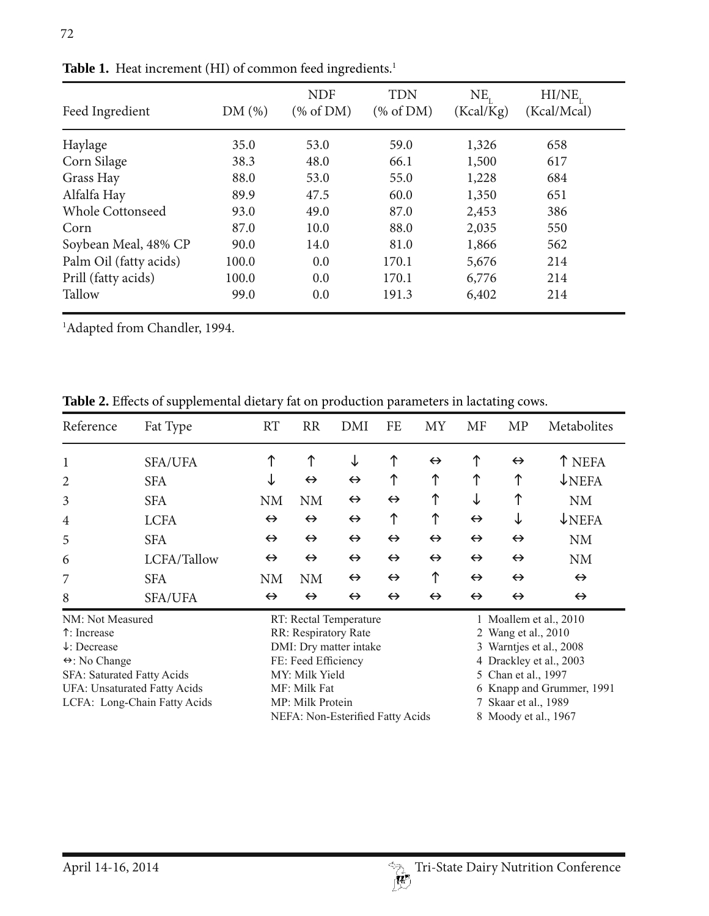**Table 1.** Heat increment (HI) of common feed ingredients.[1]

| Feed Ingredient | DM (%) | NDF (% of DM) | TDN (% of DM) | $NE_L$ (Kcal/Kg) | $HI/NE_L$ (Kcal/Mcal) |
|---|---|---|---|---|---|
| Haylage | 35.0 | 53.0 | 59.0 | 1,326 | 658 |
| Corn Silage | 38.3 | 48.0 | 66.1 | 1,500 | 617 |
| Grass Hay | 88.0 | 53.0 | 55.0 | 1,228 | 684 |
| Alfalfa Hay | 89.9 | 47.5 | 60.0 | 1,350 | 651 |
| Whole Cottonseed | 93.0 | 49.0 | 87.0 | 2,453 | 386 |
| Corn | 87.0 | 10.0 | 88.0 | 2,035 | 550 |
| Soybean Meal, 48% CP | 90.0 | 14.0 | 81.0 | 1,866 | 562 |
| Palm Oil (fatty acids) | 100.0 | 0.0 | 170.1 | 5,676 | 214 |
| Prill (fatty acids) | 100.0 | 0.0 | 170.1 | 6,776 | 214 |
| Tallow | 99.0 | 0.0 | 191.3 | 6,402 | 214 |

[1]Adapted from Chandler, 1994.

**Table 2.** Effects of supplemental dietary fat on production parameters in lactating cows.

| Reference | Fat Type | RT | RR | DMI | FE | MY | MF | MP | Metabolites |
|---|---|---|---|---|---|---|---|---|---|
| 1 | SFA/UFA | ↑ | ↑ | ↓ | ↑ | ↔ | ↑ | ↔ | ↑ NEFA |
| 2 | SFA | ↓ | ↔ | ↔ | ↑ | ↑ | ↑ | ↑ | ↓NEFA |
| 3 | SFA | NM | NM | ↔ | ↔ | ↑ | ↓ | ↑ | NM |
| 4 | LCFA | ↔ | ↔ | ↔ | ↑ | ↑ | ↔ | ↓ | ↓NEFA |
| 5 | SFA | ↔ | ↔ | ↔ | ↔ | ↔ | ↔ | ↔ | NM |
| 6 | LCFA/Tallow | ↔ | ↔ | ↔ | ↔ | ↔ | ↔ | ↔ | NM |
| 7 | SFA | NM | NM | ↔ | ↔ | ↑ | ↔ | ↔ | ↔ |
| 8 | SFA/UFA | ↔ | ↔ | ↔ | ↔ | ↔ | ↔ | ↔ | ↔ |

NM: Not Measured
↑: Increase
↓: Decrease
↔: No Change
SFA: Saturated Fatty Acids
UFA: Unsaturated Fatty Acids
LCFA: Long-Chain Fatty Acids

RT: Rectal Temperature
RR: Respiratory Rate
DMI: Dry matter intake
FE: Feed Efficiency
MY: Milk Yield
MF: Milk Fat
MP: Milk Protein
NEFA: Non-Esterified Fatty Acids

1 Moallem et al., 2010
2 Wang et al., 2010
3 Warntjes et al., 2008
4 Drackley et al., 2003
5 Chan et al., 1997
6 Knapp and Grummer, 1991
7 Skaar et al., 1989
8 Moody et al., 1967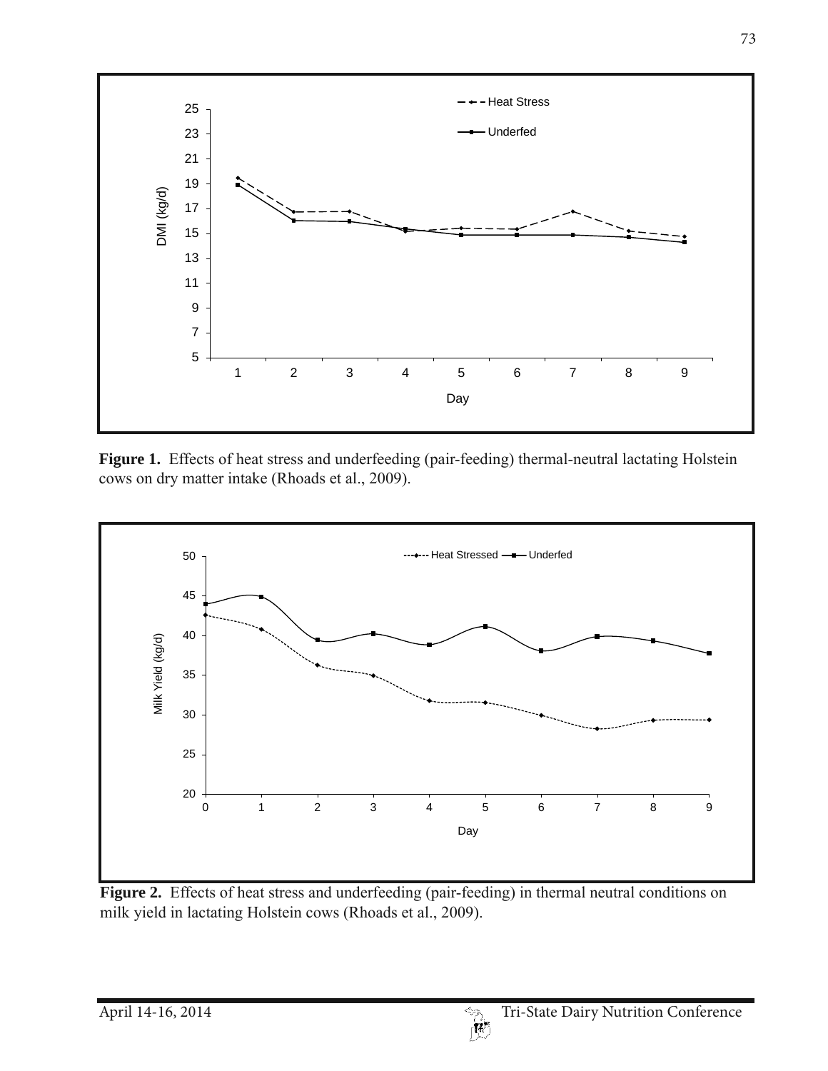**Figure 1.** Effects of heat stress and underfeeding (pair-feeding) thermal-neutral lactating Holstein cows on dry matter intake (Rhoads et al., 2009).

**Figure 2.** Effects of heat stress and underfeeding (pair-feeding) in thermal neutral conditions on milk yield in lactating Holstein cows (Rhoads et al., 2009).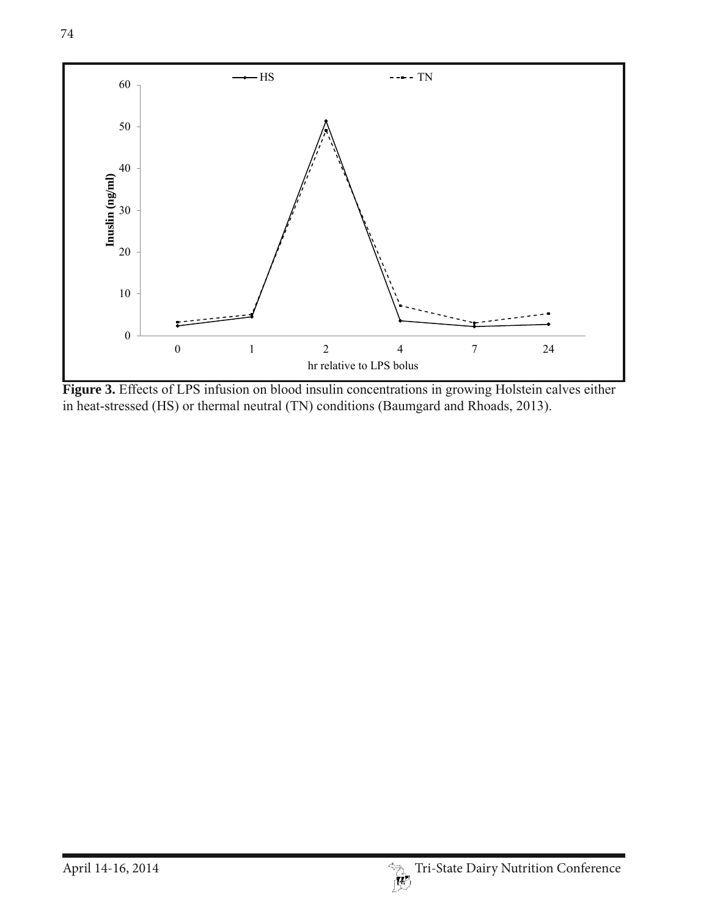HS
TN

60
50
40
30
20
10
0

Inuslin (ng/ml)

0
1
2
4
7
24

hr relative to LPS bolus

**Figure 3.** Effects of LPS infusion on blood insulin concentrations in growing Holstein calves either in heat-stressed (HS) or thermal neutral (TN) conditions (Baumgard and Rhoads, 2013).